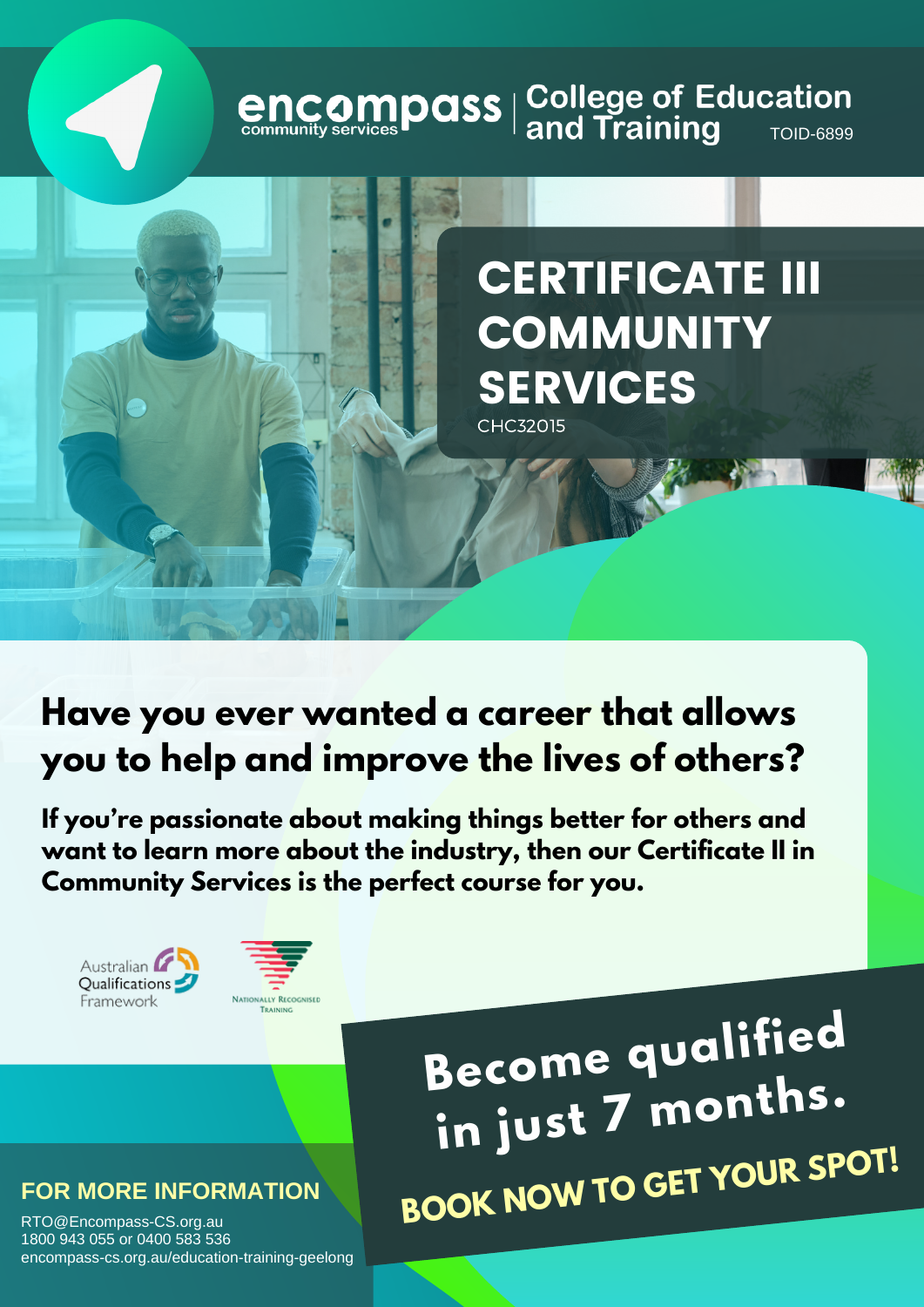**encompass** community services | **College of Education and Training** TOID-6899

# CERTIFICATE III COMMUNITY SERVICES

CHC32015

## Have you ever wanted a career that allows you to help and improve the lives of others?

**If you're passionate about making things better for others and want to learn more about the industry, then our Certificate II in Community Services is the perfect course for you.**

Australian Qualifications Framework

Nationally Recognised Training

## Become qualified in just 7 months.

**BOOK NOW TO GET YOUR SPOT!**

**FOR MORE INFORMATION**

RTO@Encompass-CS.org.au
1800 943 055 or 0400 583 536
encompass-cs.org.au/education-training-geelong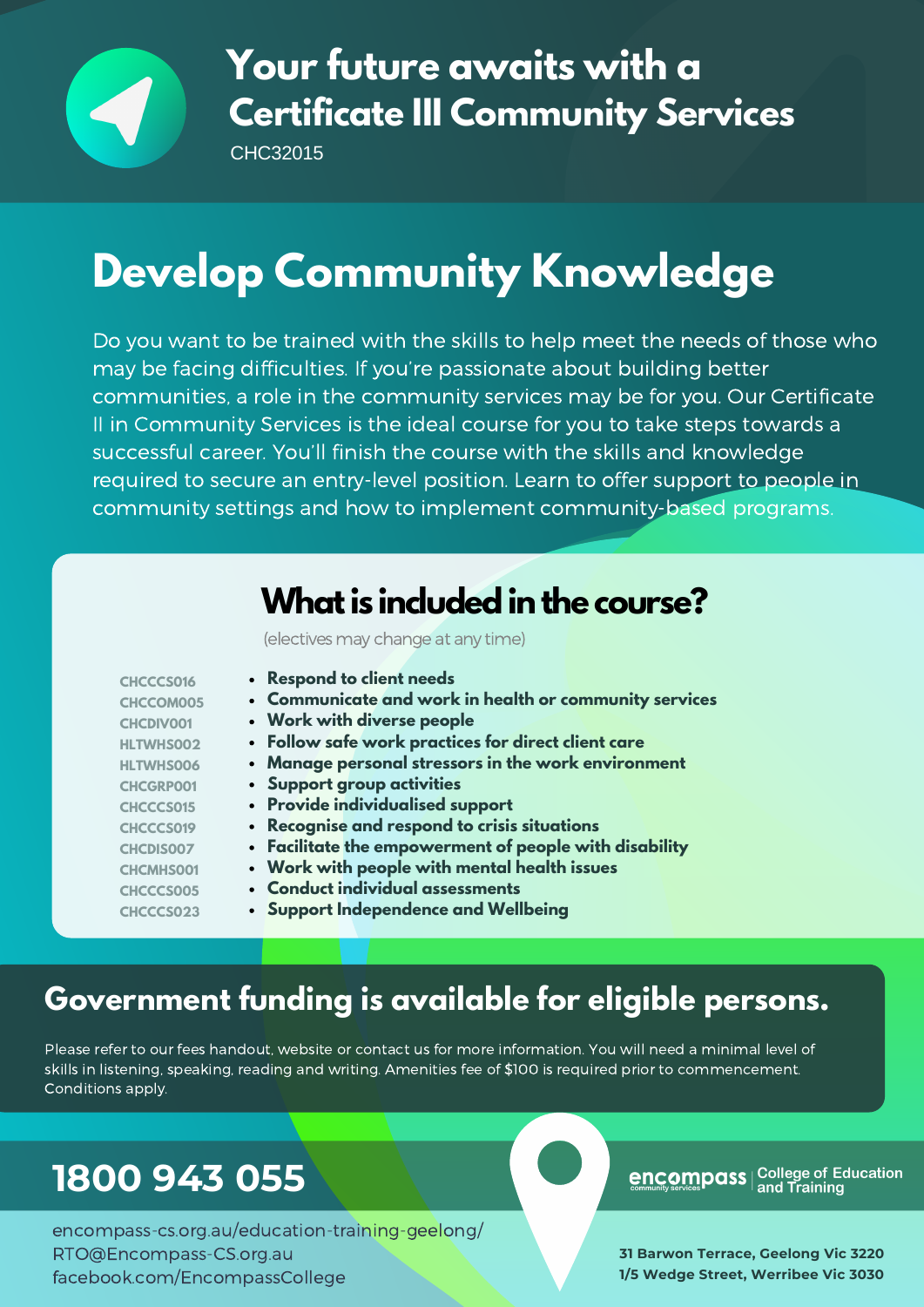# Your future awaits with a Certificate III Community Services

CHC32015

## Develop Community Knowledge

Do you want to be trained with the skills to help meet the needs of those who may be facing difficulties. If you're passionate about building better communities, a role in the community services may be for you. Our Certificate II in Community Services is the ideal course for you to take steps towards a successful career. You'll finish the course with the skills and knowledge required to secure an entry-level position. Learn to offer support to people in community settings and how to implement community-based programs.

## What is included in the course?

(electives may change at any time)

| | |
|---|---|
| CHCCCS016 | **Respond to client needs** |
| CHCCOM005 | **Communicate and work in health or community services** |
| CHCDIV001 | **Work with diverse people** |
| HLTWHS002 | **Follow safe work practices for direct client care** |
| HLTWHS006 | **Manage personal stressors in the work environment** |
| CHCGRP001 | **Support group activities** |
| CHCCCS015 | **Provide individualised support** |
| CHCCCS019 | **Recognise and respond to crisis situations** |
| CHCDIS007 | **Facilitate the empowerment of people with disability** |
| CHCMHS001 | **Work with people with mental health issues** |
| CHCCCS005 | **Conduct individual assessments** |
| CHCCCS023 | **Support Independence and Wellbeing** |

## Government funding is available for eligible persons.

Please refer to our fees handout, website or contact us for more information. You will need a minimal level of skills in listening, speaking, reading and writing. Amenities fee of $100 is required prior to commencement. Conditions apply.

**1800 943 055**

encompass-cs.org.au/education-training-geelong/
RTO@Encompass-CS.org.au
facebook.com/EncompassCollege

encompass community services | College of Education and Training

**31 Barwon Terrace, Geelong Vic 3220**
**1/5 Wedge Street, Werribee Vic 3030**